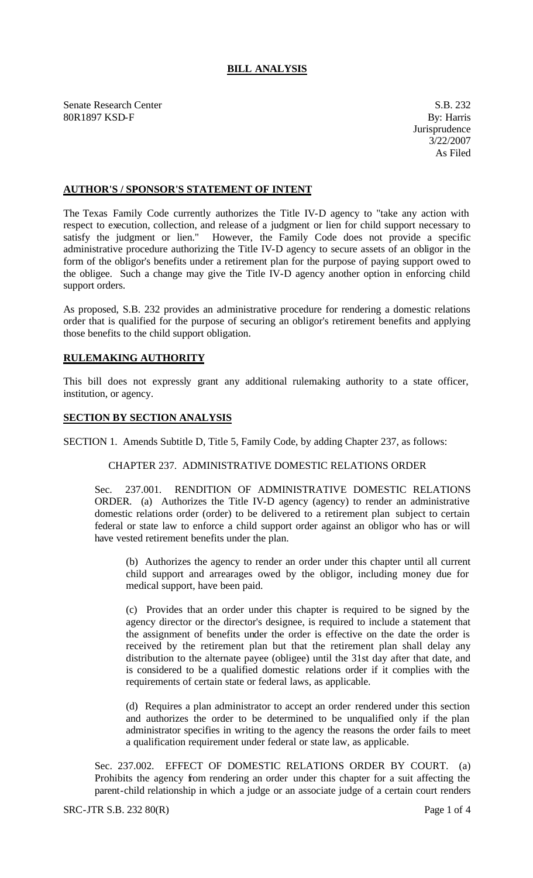## BILL ANALYSIS

Senate Research Center
80R1897 KSD-F

S.B. 232
By: Harris
Jurisprudence
3/22/2007
As Filed

### AUTHOR'S / SPONSOR'S STATEMENT OF INTENT

The Texas Family Code currently authorizes the Title IV-D agency to "take any action with respect to execution, collection, and release of a judgment or lien for child support necessary to satisfy the judgment or lien." However, the Family Code does not provide a specific administrative procedure authorizing the Title IV-D agency to secure assets of an obligor in the form of the obligor's benefits under a retirement plan for the purpose of paying support owed to the obligee. Such a change may give the Title IV-D agency another option in enforcing child support orders.

As proposed, S.B. 232 provides an administrative procedure for rendering a domestic relations order that is qualified for the purpose of securing an obligor's retirement benefits and applying those benefits to the child support obligation.

### RULEMAKING AUTHORITY

This bill does not expressly grant any additional rulemaking authority to a state officer, institution, or agency.

### SECTION BY SECTION ANALYSIS

SECTION 1. Amends Subtitle D, Title 5, Family Code, by adding Chapter 237, as follows:

CHAPTER 237. ADMINISTRATIVE DOMESTIC RELATIONS ORDER

Sec. 237.001. RENDITION OF ADMINISTRATIVE DOMESTIC RELATIONS ORDER. (a) Authorizes the Title IV-D agency (agency) to render an administrative domestic relations order (order) to be delivered to a retirement plan subject to certain federal or state law to enforce a child support order against an obligor who has or will have vested retirement benefits under the plan.

(b) Authorizes the agency to render an order under this chapter until all current child support and arrearages owed by the obligor, including money due for medical support, have been paid.

(c) Provides that an order under this chapter is required to be signed by the agency director or the director's designee, is required to include a statement that the assignment of benefits under the order is effective on the date the order is received by the retirement plan but that the retirement plan shall delay any distribution to the alternate payee (obligee) until the 31st day after that date, and is considered to be a qualified domestic relations order if it complies with the requirements of certain state or federal laws, as applicable.

(d) Requires a plan administrator to accept an order rendered under this section and authorizes the order to be determined to be unqualified only if the plan administrator specifies in writing to the agency the reasons the order fails to meet a qualification requirement under federal or state law, as applicable.

Sec. 237.002. EFFECT OF DOMESTIC RELATIONS ORDER BY COURT. (a) Prohibits the agency from rendering an order under this chapter for a suit affecting the parent-child relationship in which a judge or an associate judge of a certain court renders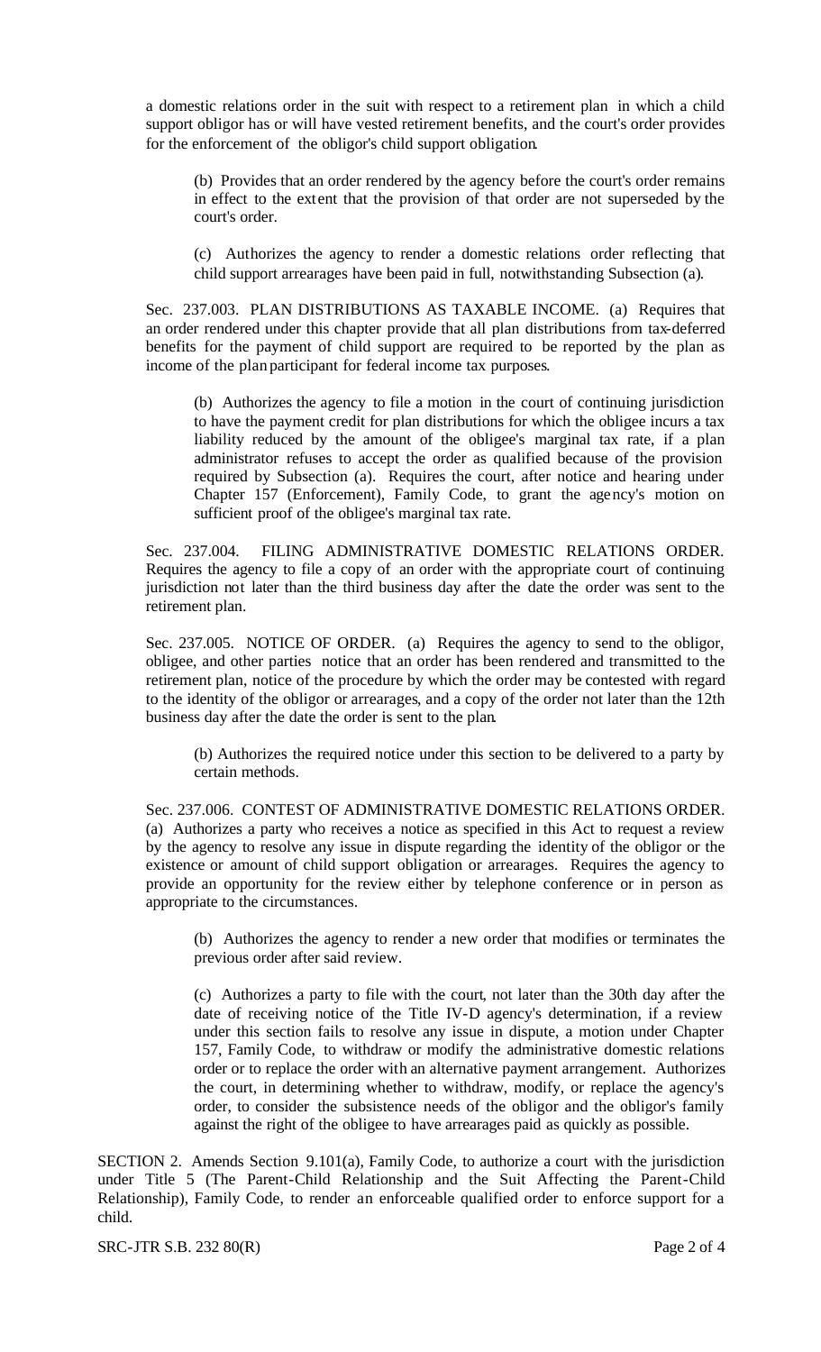a domestic relations order in the suit with respect to a retirement plan in which a child support obligor has or will have vested retirement benefits, and the court's order provides for the enforcement of the obligor's child support obligation.

(b) Provides that an order rendered by the agency before the court's order remains in effect to the extent that the provision of that order are not superseded by the court's order.

(c) Authorizes the agency to render a domestic relations order reflecting that child support arrearages have been paid in full, notwithstanding Subsection (a).

Sec. 237.003. PLAN DISTRIBUTIONS AS TAXABLE INCOME. (a) Requires that an order rendered under this chapter provide that all plan distributions from tax-deferred benefits for the payment of child support are required to be reported by the plan as income of the plan participant for federal income tax purposes.

(b) Authorizes the agency to file a motion in the court of continuing jurisdiction to have the payment credit for plan distributions for which the obligee incurs a tax liability reduced by the amount of the obligee's marginal tax rate, if a plan administrator refuses to accept the order as qualified because of the provision required by Subsection (a). Requires the court, after notice and hearing under Chapter 157 (Enforcement), Family Code, to grant the agency's motion on sufficient proof of the obligee's marginal tax rate.

Sec. 237.004. FILING ADMINISTRATIVE DOMESTIC RELATIONS ORDER. Requires the agency to file a copy of an order with the appropriate court of continuing jurisdiction not later than the third business day after the date the order was sent to the retirement plan.

Sec. 237.005. NOTICE OF ORDER. (a) Requires the agency to send to the obligor, obligee, and other parties notice that an order has been rendered and transmitted to the retirement plan, notice of the procedure by which the order may be contested with regard to the identity of the obligor or arrearages, and a copy of the order not later than the 12th business day after the date the order is sent to the plan.

(b) Authorizes the required notice under this section to be delivered to a party by certain methods.

Sec. 237.006. CONTEST OF ADMINISTRATIVE DOMESTIC RELATIONS ORDER. (a) Authorizes a party who receives a notice as specified in this Act to request a review by the agency to resolve any issue in dispute regarding the identity of the obligor or the existence or amount of child support obligation or arrearages. Requires the agency to provide an opportunity for the review either by telephone conference or in person as appropriate to the circumstances.

(b) Authorizes the agency to render a new order that modifies or terminates the previous order after said review.

(c) Authorizes a party to file with the court, not later than the 30th day after the date of receiving notice of the Title IV-D agency's determination, if a review under this section fails to resolve any issue in dispute, a motion under Chapter 157, Family Code, to withdraw or modify the administrative domestic relations order or to replace the order with an alternative payment arrangement. Authorizes the court, in determining whether to withdraw, modify, or replace the agency's order, to consider the subsistence needs of the obligor and the obligor's family against the right of the obligee to have arrearages paid as quickly as possible.

SECTION 2. Amends Section 9.101(a), Family Code, to authorize a court with the jurisdiction under Title 5 (The Parent-Child Relationship and the Suit Affecting the Parent-Child Relationship), Family Code, to render an enforceable qualified order to enforce support for a child.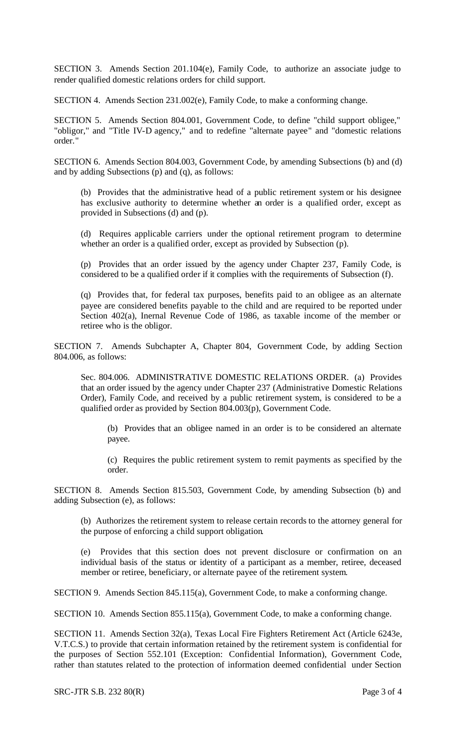SECTION 3. Amends Section 201.104(e), Family Code, to authorize an associate judge to render qualified domestic relations orders for child support.

SECTION 4. Amends Section 231.002(e), Family Code, to make a conforming change.

SECTION 5. Amends Section 804.001, Government Code, to define "child support obligee," "obligor," and "Title IV-D agency," and to redefine "alternate payee" and "domestic relations order."

SECTION 6. Amends Section 804.003, Government Code, by amending Subsections (b) and (d) and by adding Subsections (p) and (q), as follows:

(b) Provides that the administrative head of a public retirement system or his designee has exclusive authority to determine whether an order is a qualified order, except as provided in Subsections (d) and (p).

(d) Requires applicable carriers under the optional retirement program to determine whether an order is a qualified order, except as provided by Subsection (p).

(p) Provides that an order issued by the agency under Chapter 237, Family Code, is considered to be a qualified order if it complies with the requirements of Subsection (f).

(q) Provides that, for federal tax purposes, benefits paid to an obligee as an alternate payee are considered benefits payable to the child and are required to be reported under Section 402(a), Inernal Revenue Code of 1986, as taxable income of the member or retiree who is the obligor.

SECTION 7. Amends Subchapter A, Chapter 804, Government Code, by adding Section 804.006, as follows:

Sec. 804.006. ADMINISTRATIVE DOMESTIC RELATIONS ORDER. (a) Provides that an order issued by the agency under Chapter 237 (Administrative Domestic Relations Order), Family Code, and received by a public retirement system, is considered to be a qualified order as provided by Section 804.003(p), Government Code.

(b) Provides that an obligee named in an order is to be considered an alternate payee.

(c) Requires the public retirement system to remit payments as specified by the order.

SECTION 8. Amends Section 815.503, Government Code, by amending Subsection (b) and adding Subsection (e), as follows:

(b) Authorizes the retirement system to release certain records to the attorney general for the purpose of enforcing a child support obligation.

(e) Provides that this section does not prevent disclosure or confirmation on an individual basis of the status or identity of a participant as a member, retiree, deceased member or retiree, beneficiary, or alternate payee of the retirement system.

SECTION 9. Amends Section 845.115(a), Government Code, to make a conforming change.

SECTION 10. Amends Section 855.115(a), Government Code, to make a conforming change.

SECTION 11. Amends Section 32(a), Texas Local Fire Fighters Retirement Act (Article 6243e, V.T.C.S.) to provide that certain information retained by the retirement system is confidential for the purposes of Section 552.101 (Exception: Confidential Information), Government Code, rather than statutes related to the protection of information deemed confidential under Section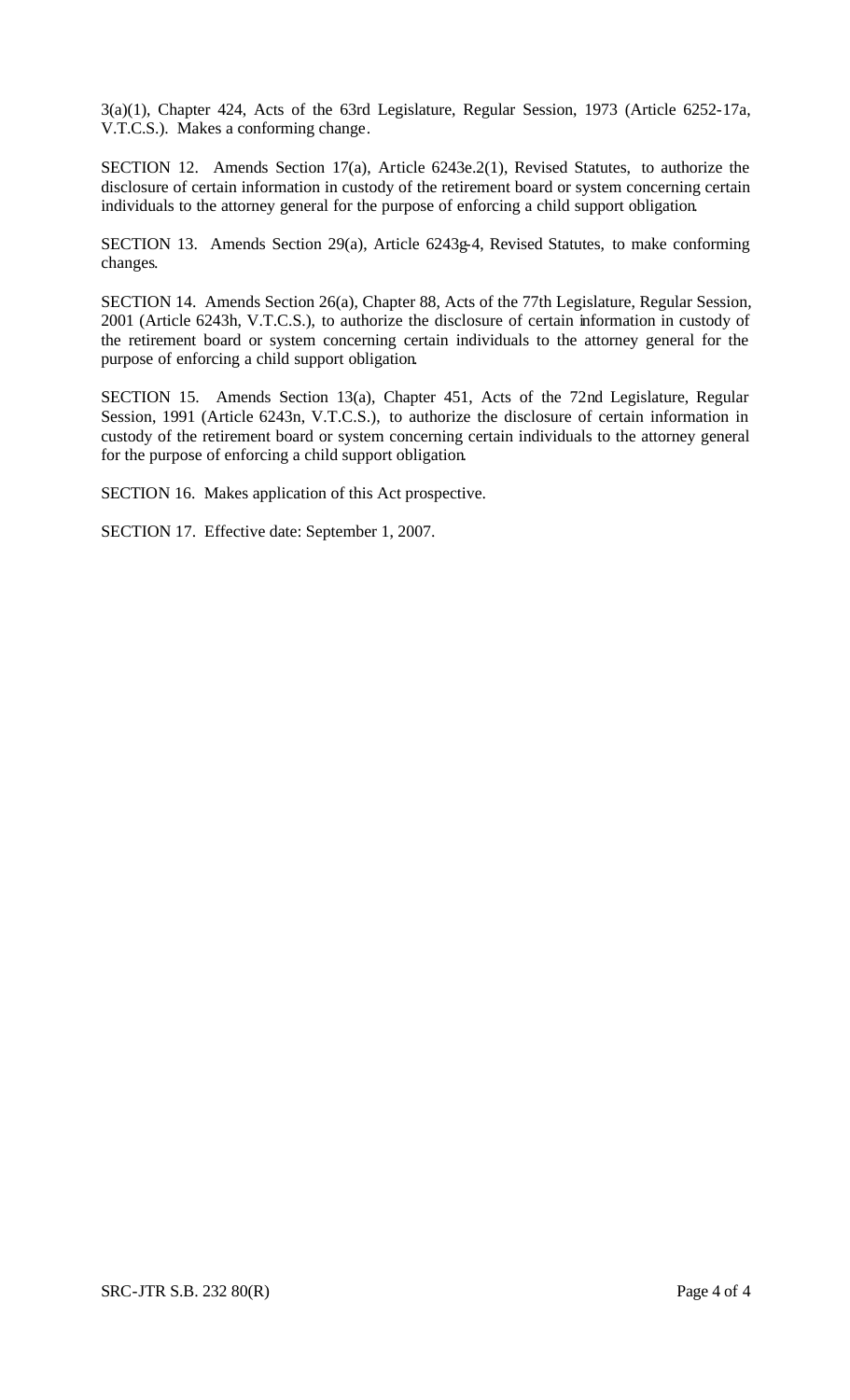3(a)(1), Chapter 424, Acts of the 63rd Legislature, Regular Session, 1973 (Article 6252-17a, V.T.C.S.). Makes a conforming change.

SECTION 12. Amends Section 17(a), Article 6243e.2(1), Revised Statutes, to authorize the disclosure of certain information in custody of the retirement board or system concerning certain individuals to the attorney general for the purpose of enforcing a child support obligation.

SECTION 13. Amends Section 29(a), Article 6243g-4, Revised Statutes, to make conforming changes.

SECTION 14. Amends Section 26(a), Chapter 88, Acts of the 77th Legislature, Regular Session, 2001 (Article 6243h, V.T.C.S.), to authorize the disclosure of certain information in custody of the retirement board or system concerning certain individuals to the attorney general for the purpose of enforcing a child support obligation.

SECTION 15. Amends Section 13(a), Chapter 451, Acts of the 72nd Legislature, Regular Session, 1991 (Article 6243n, V.T.C.S.), to authorize the disclosure of certain information in custody of the retirement board or system concerning certain individuals to the attorney general for the purpose of enforcing a child support obligation.

SECTION 16. Makes application of this Act prospective.

SECTION 17. Effective date: September 1, 2007.

SRC-JTR S.B. 232 80(R)